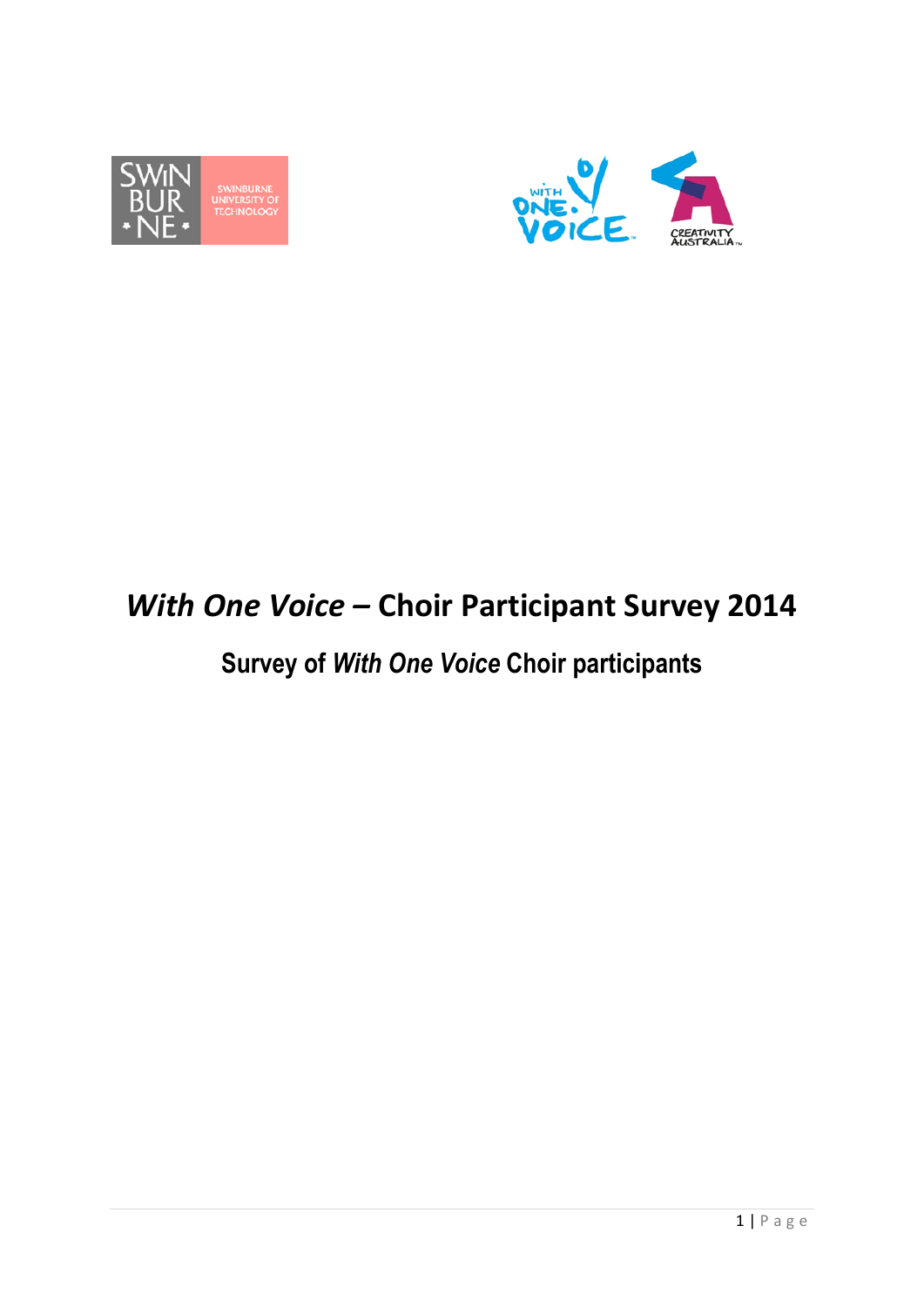# *With One Voice* – Choir Participant Survey 2014

## Survey of *With One Voice* Choir participants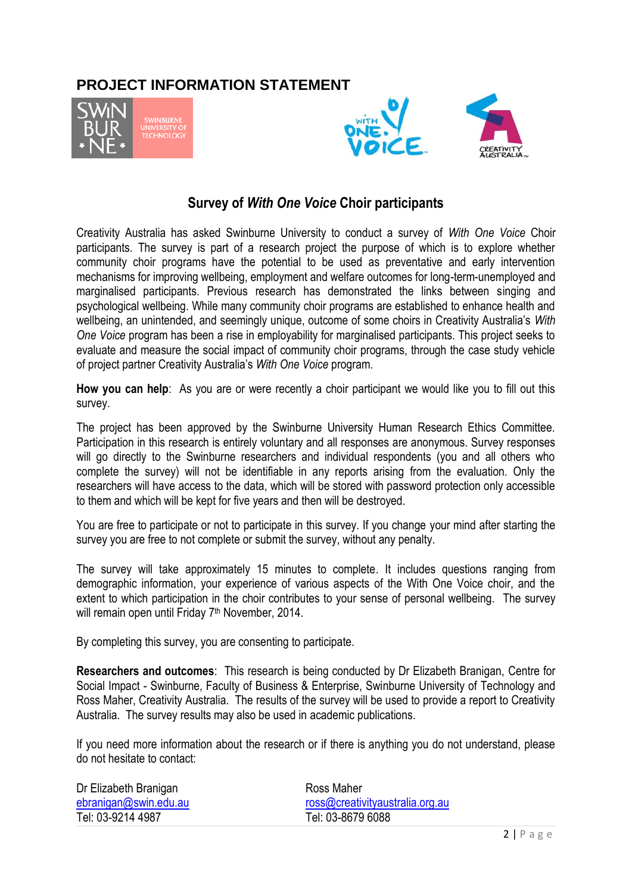# PROJECT INFORMATION STATEMENT

## Survey of *With One Voice* Choir participants

Creativity Australia has asked Swinburne University to conduct a survey of *With One Voice* Choir participants. The survey is part of a research project the purpose of which is to explore whether community choir programs have the potential to be used as preventative and early intervention mechanisms for improving wellbeing, employment and welfare outcomes for long-term-unemployed and marginalised participants. Previous research has demonstrated the links between singing and psychological wellbeing. While many community choir programs are established to enhance health and wellbeing, an unintended, and seemingly unique, outcome of some choirs in Creativity Australia's *With One Voice* program has been a rise in employability for marginalised participants. This project seeks to evaluate and measure the social impact of community choir programs, through the case study vehicle of project partner Creativity Australia's *With One Voice* program.

**How you can help**: As you are or were recently a choir participant we would like you to fill out this survey.

The project has been approved by the Swinburne University Human Research Ethics Committee. Participation in this research is entirely voluntary and all responses are anonymous. Survey responses will go directly to the Swinburne researchers and individual respondents (you and all others who complete the survey) will not be identifiable in any reports arising from the evaluation. Only the researchers will have access to the data, which will be stored with password protection only accessible to them and which will be kept for five years and then will be destroyed.

You are free to participate or not to participate in this survey. If you change your mind after starting the survey you are free to not complete or submit the survey, without any penalty.

The survey will take approximately 15 minutes to complete. It includes questions ranging from demographic information, your experience of various aspects of the With One Voice choir, and the extent to which participation in the choir contributes to your sense of personal wellbeing. The survey will remain open until Friday 7th November, 2014.

By completing this survey, you are consenting to participate.

**Researchers and outcomes**: This research is being conducted by Dr Elizabeth Branigan, Centre for Social Impact - Swinburne, Faculty of Business & Enterprise, Swinburne University of Technology and Ross Maher, Creativity Australia. The results of the survey will be used to provide a report to Creativity Australia. The survey results may also be used in academic publications.

If you need more information about the research or if there is anything you do not understand, please do not hesitate to contact:

Dr Elizabeth Branigan
ebranigan@swin.edu.au
Tel: 03-9214 4987

Ross Maher
ross@creativityaustralia.org.au
Tel: 03-8679 6088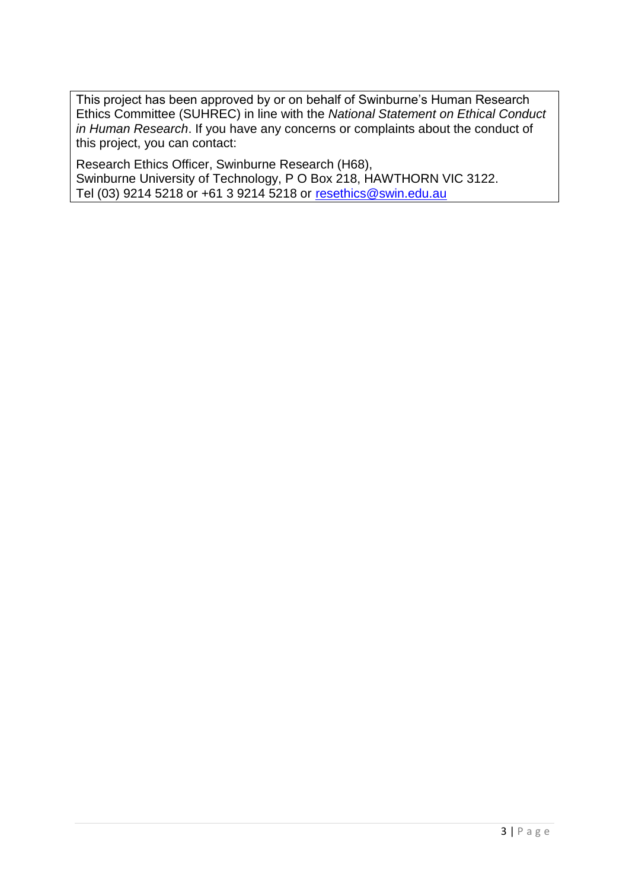This project has been approved by or on behalf of Swinburne's Human Research Ethics Committee (SUHREC) in line with the *National Statement on Ethical Conduct in Human Research*. If you have any concerns or complaints about the conduct of this project, you can contact:

Research Ethics Officer, Swinburne Research (H68),
Swinburne University of Technology, P O Box 218, HAWTHORN VIC 3122.
Tel (03) 9214 5218 or +61 3 9214 5218 or resethics@swin.edu.au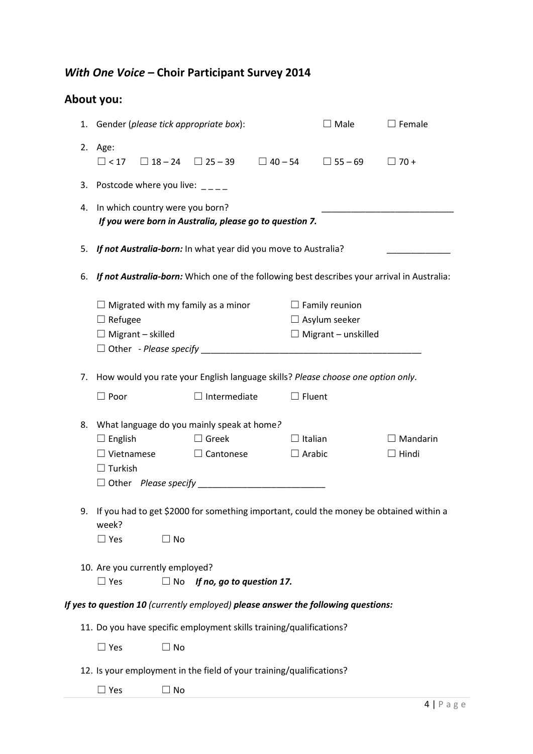## *With One Voice* – Choir Participant Survey 2014

## About you:

1. Gender (*please tick appropriate box*): ☐ Male ☐ Female

2. Age:
   ☐ < 17 ☐ 18 – 24 ☐ 25 – 39 ☐ 40 – 54 ☐ 55 – 69 ☐ 70 +

3. Postcode where you live: _ _ _ _

4. In which country were you born? ___________________________
   ***If you were born in Australia, please go to question 7.***

5. ***If not Australia-born:*** In what year did you move to Australia? _____________

6. ***If not Australia-born:*** Which one of the following best describes your arrival in Australia:

   ☐ Migrated with my family as a minor
   ☐ Family reunion
   ☐ Refugee
   ☐ Asylum seeker
   ☐ Migrant – skilled
   ☐ Migrant – unskilled
   ☐ Other *- Please specify* ______________________________________________

7. How would you rate your English language skills? *Please choose one option only*.

   ☐ Poor ☐ Intermediate ☐ Fluent

8. What language do you mainly speak at home*?*
   ☐ English ☐ Greek ☐ Italian ☐ Mandarin
   ☐ Vietnamese ☐ Cantonese ☐ Arabic ☐ Hindi
   ☐ Turkish
   ☐ Other *Please specify* __________________________

9. If you had to get $2000 for something important, could the money be obtained within a week?
   ☐ Yes ☐ No

10. Are you currently employed?
    ☐ Yes ☐ No ***If no, go to question 17.***

***If yes to question 10** (currently employed)* ***please answer the following questions:***

11. Do you have specific employment skills training/qualifications?

    ☐ Yes ☐ No

12. Is your employment in the field of your training/qualifications?

    ☐ Yes ☐ No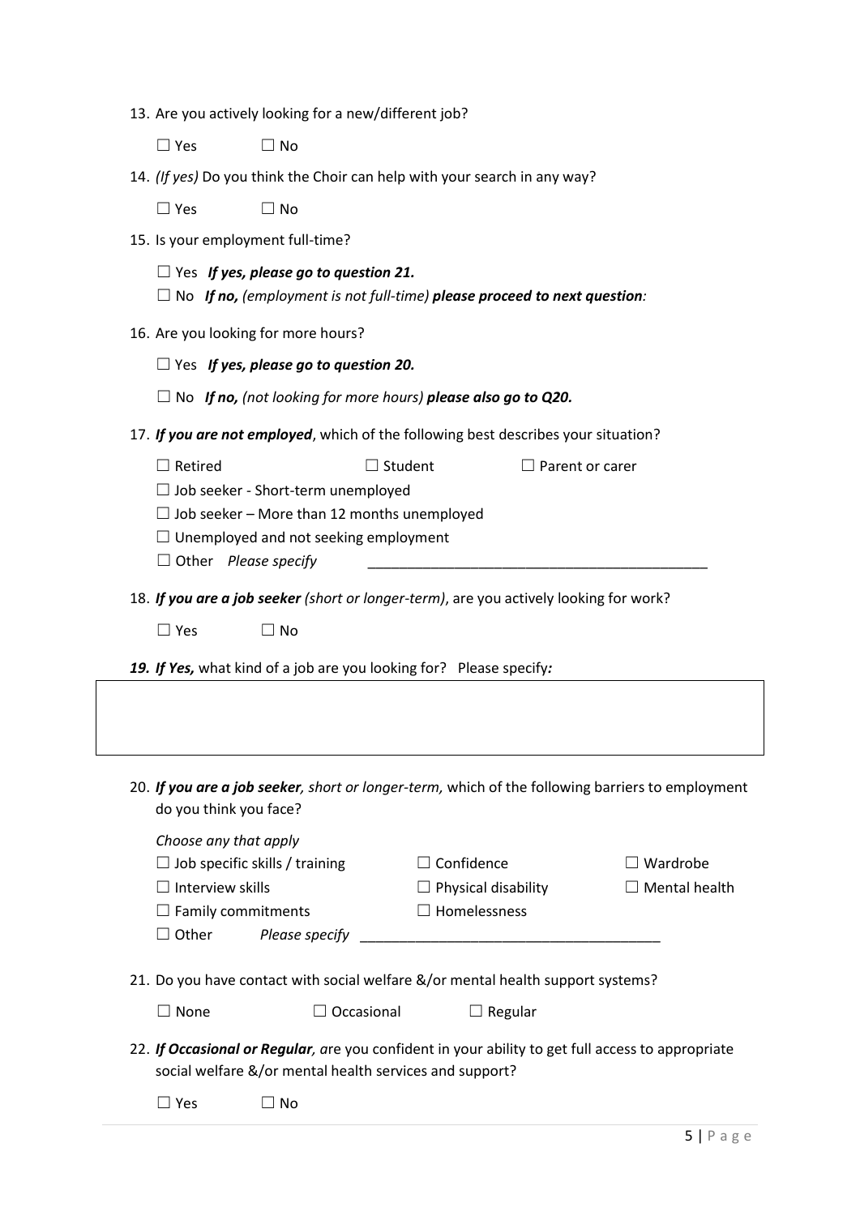13. Are you actively looking for a new/different job?

   ☐ Yes ☐ No

14. *(If yes)* Do you think the Choir can help with your search in any way?

   ☐ Yes ☐ No

15. Is your employment full-time?

   ☐ Yes ***If yes, please go to question 21.***
   ☐ No ***If no,*** *(employment is not full-time)* ***please proceed to next question****:*

16. Are you looking for more hours?

   ☐ Yes ***If yes, please go to question 20.***

   ☐ No ***If no,*** *(not looking for more hours)* ***please also go to Q20.***

17. ***If you are not employed***, which of the following best describes your situation?

   ☐ Retired ☐ Student ☐ Parent or carer
   ☐ Job seeker - Short-term unemployed
   ☐ Job seeker – More than 12 months unemployed
   ☐ Unemployed and not seeking employment
   ☐ Other *Please specify* ____________________________________________

18. ***If you are a job seeker*** *(short or longer-term)*, are you actively looking for work?

   ☐ Yes ☐ No

19. ***If Yes,*** what kind of a job are you looking for? Please specify***:***

20. ***If you are a job seeker****, short or longer-term,* which of the following barriers to employment do you think you face?

   *Choose any that apply*
   ☐ Job specific skills / training ☐ Confidence ☐ Wardrobe
   ☐ Interview skills ☐ Physical disability ☐ Mental health
   ☐ Family commitments ☐ Homelessness
   ☐ Other *Please specify* _____________________________________

21. Do you have contact with social welfare &/or mental health support systems?

   ☐ None ☐ Occasional ☐ Regular

22. ***If Occasional or Regular****, a*re you confident in your ability to get full access to appropriate social welfare &/or mental health services and support?

   ☐ Yes ☐ No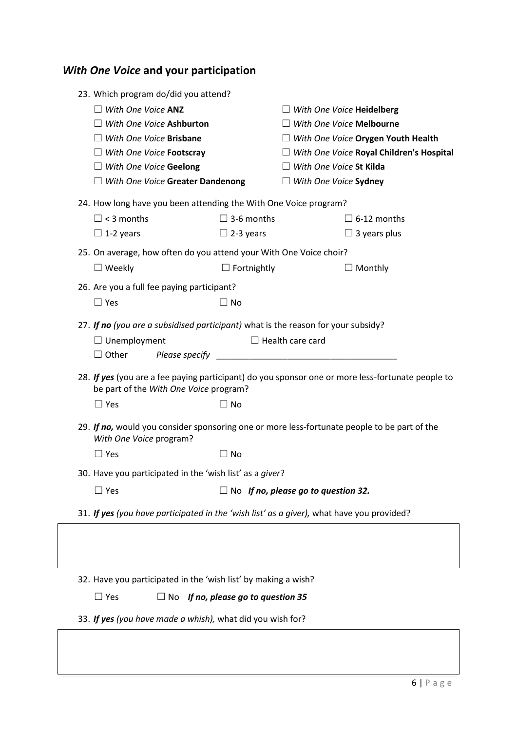## *With One Voice* and your participation

23. Which program do/did you attend?

☐ *With One Voice* **ANZ**
☐ *With One Voice* **Ashburton**
☐ *With One Voice* **Brisbane**
☐ *With One Voice* **Footscray**
☐ *With One Voice* **Geelong**
☐ *With One Voice* **Greater Dandenong**
☐ *With One Voice* **Heidelberg**
☐ *With One Voice* **Melbourne**
☐ *With One Voice* **Orygen Youth Health**
☐ *With One Voice* **Royal Children's Hospital**
☐ *With One Voice* **St Kilda**
☐ *With One Voice* **Sydney**

24. How long have you been attending the With One Voice program?

☐ < 3 months ☐ 3-6 months ☐ 6-12 months
☐ 1-2 years ☐ 2-3 years ☐ 3 years plus

25. On average, how often do you attend your With One Voice choir?

☐ Weekly ☐ Fortnightly ☐ Monthly

26. Are you a full fee paying participant?

☐ Yes ☐ No

27. ***If no*** *(you are a subsidised participant)* what is the reason for your subsidy?

☐ Unemployment ☐ Health care card
☐ Other *Please specify* ______________________________________

28. ***If yes*** (you are a fee paying participant) do you sponsor one or more less-fortunate people to be part of the *With One Voice* program?

☐ Yes ☐ No

29. ***If no,*** would you consider sponsoring one or more less-fortunate people to be part of the *With One Voice* program?

☐ Yes ☐ No

30. Have you participated in the 'wish list' as a *giver*?

☐ Yes ☐ No ***If no, please go to question 32.***

31. ***If yes*** *(you have participated in the 'wish list' as a giver),* what have you provided?

| |
|---|
| |

32. Have you participated in the 'wish list' by making a wish?

☐ Yes ☐ No ***If no, please go to question 35***

33. ***If yes*** *(you have made a whish),* what did you wish for?

| |
|---|
| |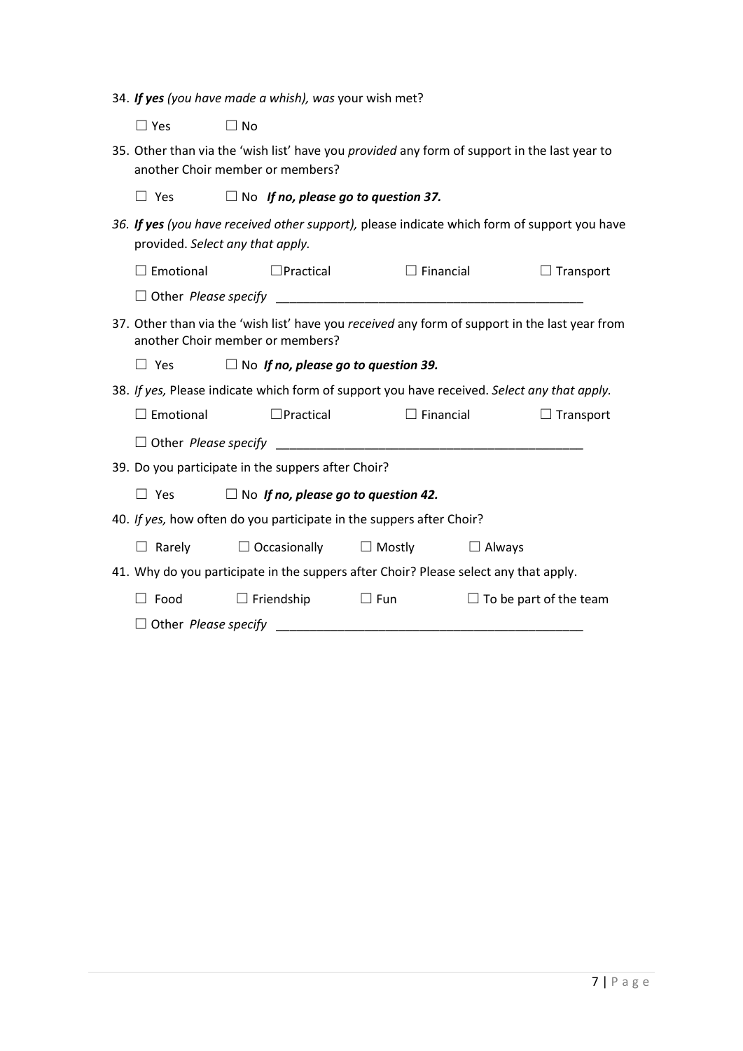34. ***If yes*** *(you have made a whish), was* your wish met?

☐ Yes ☐ No

35. Other than via the 'wish list' have you *provided* any form of support in the last year to another Choir member or members?

☐ Yes ☐ No ***If no, please go to question 37.***

*36.* ***If yes*** *(you have received other support),* please indicate which form of support you have provided. *Select any that apply.*

☐ Emotional ☐Practical ☐ Financial ☐ Transport

☐ Other *Please specify* _____________________________________________

37. Other than via the 'wish list' have you *received* any form of support in the last year from another Choir member or members?

☐ Yes ☐ No ***If no, please go to question 39.***

38. *If yes,* Please indicate which form of support you have received. *Select any that apply.*

☐ Emotional ☐Practical ☐ Financial ☐ Transport

☐ Other *Please specify* _____________________________________________

39. Do you participate in the suppers after Choir?

☐ Yes ☐ No ***If no, please go to question 42.***

40. *If yes,* how often do you participate in the suppers after Choir?

☐ Rarely ☐ Occasionally ☐ Mostly ☐ Always

41. Why do you participate in the suppers after Choir? Please select any that apply.

☐ Food ☐ Friendship ☐ Fun ☐ To be part of the team

☐ Other *Please specify* _____________________________________________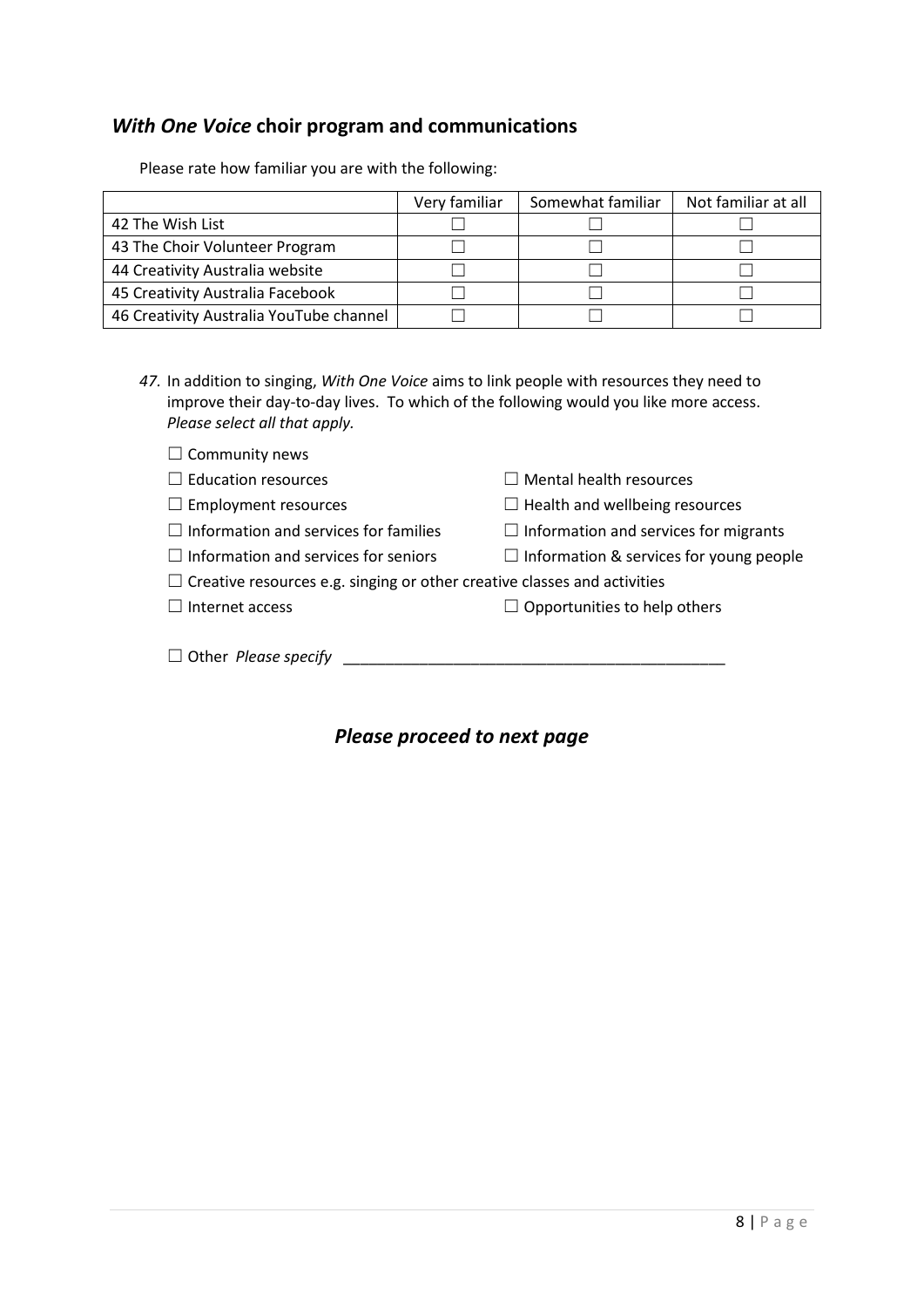## *With One Voice* choir program and communications

Please rate how familiar you are with the following:

| | Very familiar | Somewhat familiar | Not familiar at all |
|---|---|---|---|
| 42 The Wish List | ☐ | ☐ | ☐ |
| 43 The Choir Volunteer Program | ☐ | ☐ | ☐ |
| 44 Creativity Australia website | ☐ | ☐ | ☐ |
| 45 Creativity Australia Facebook | ☐ | ☐ | ☐ |
| 46 Creativity Australia YouTube channel | ☐ | ☐ | ☐ |

*47.* In addition to singing, *With One Voice* aims to link people with resources they need to improve their day-to-day lives. To which of the following would you like more access. *Please select all that apply.*

☐ Community news

☐ Education resources

☐ Mental health resources

☐ Employment resources

☐ Health and wellbeing resources

☐ Information and services for families

☐ Information and services for migrants

☐ Information and services for seniors

☐ Information & services for young people

☐ Creative resources e.g. singing or other creative classes and activities

☐ Internet access

☐ Opportunities to help others

☐ Other *Please specify* ____________________________________________

### *Please proceed to next page*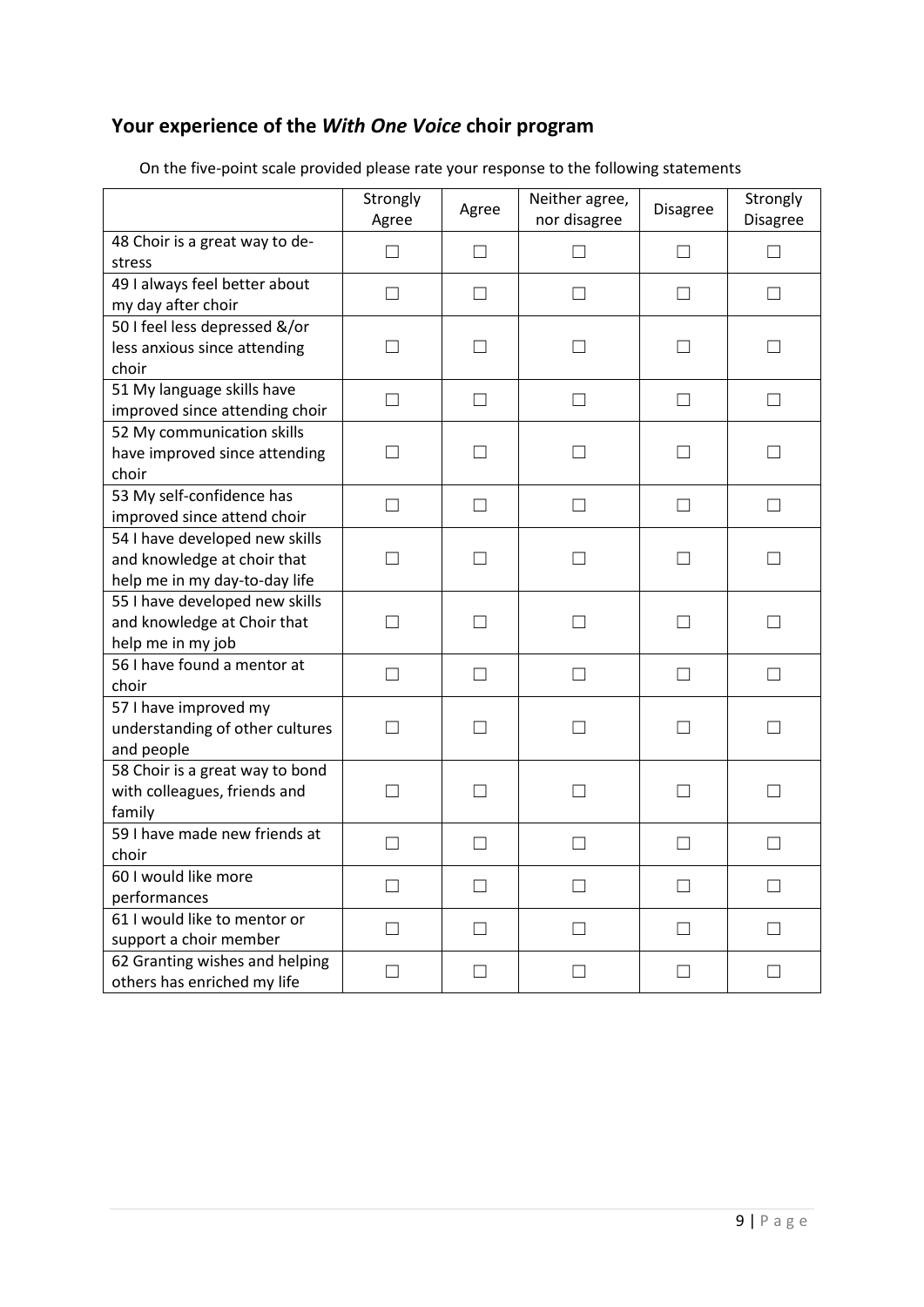## Your experience of the *With One Voice* choir program

On the five-point scale provided please rate your response to the following statements

| | Strongly Agree | Agree | Neither agree, nor disagree | Disagree | Strongly Disagree |
|---|---|---|---|---|---|
| 48 Choir is a great way to de-stress | ☐ | ☐ | ☐ | ☐ | ☐ |
| 49 I always feel better about my day after choir | ☐ | ☐ | ☐ | ☐ | ☐ |
| 50 I feel less depressed &/or less anxious since attending choir | ☐ | ☐ | ☐ | ☐ | ☐ |
| 51 My language skills have improved since attending choir | ☐ | ☐ | ☐ | ☐ | ☐ |
| 52 My communication skills have improved since attending choir | ☐ | ☐ | ☐ | ☐ | ☐ |
| 53 My self-confidence has improved since attend choir | ☐ | ☐ | ☐ | ☐ | ☐ |
| 54 I have developed new skills and knowledge at choir that help me in my day-to-day life | ☐ | ☐ | ☐ | ☐ | ☐ |
| 55 I have developed new skills and knowledge at Choir that help me in my job | ☐ | ☐ | ☐ | ☐ | ☐ |
| 56 I have found a mentor at choir | ☐ | ☐ | ☐ | ☐ | ☐ |
| 57 I have improved my understanding of other cultures and people | ☐ | ☐ | ☐ | ☐ | ☐ |
| 58 Choir is a great way to bond with colleagues, friends and family | ☐ | ☐ | ☐ | ☐ | ☐ |
| 59 I have made new friends at choir | ☐ | ☐ | ☐ | ☐ | ☐ |
| 60 I would like more performances | ☐ | ☐ | ☐ | ☐ | ☐ |
| 61 I would like to mentor or support a choir member | ☐ | ☐ | ☐ | ☐ | ☐ |
| 62 Granting wishes and helping others has enriched my life | ☐ | ☐ | ☐ | ☐ | ☐ |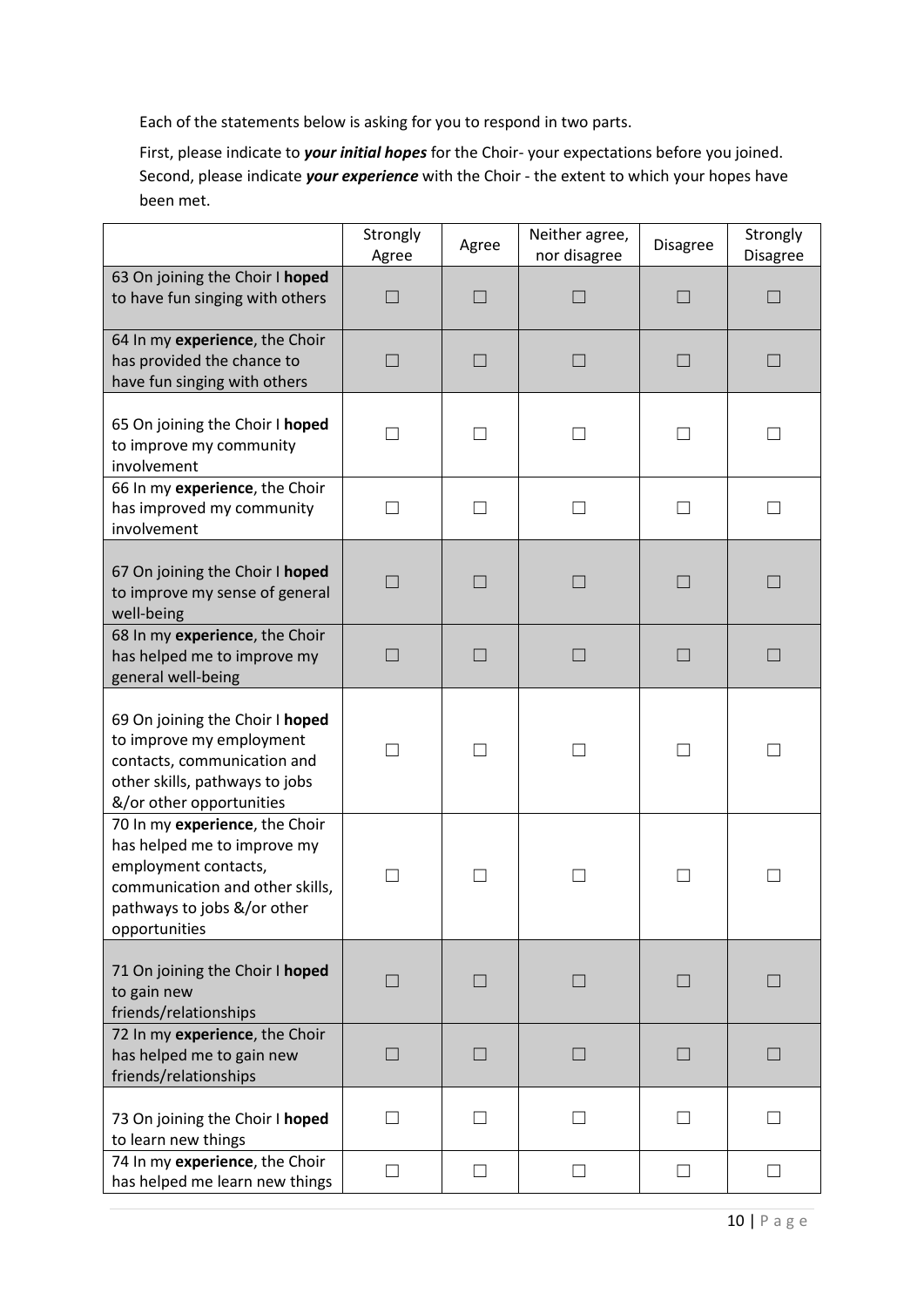Each of the statements below is asking for you to respond in two parts.

First, please indicate to ***your initial hopes*** for the Choir- your expectations before you joined. Second, please indicate ***your experience*** with the Choir - the extent to which your hopes have been met.

| | Strongly Agree | Agree | Neither agree, nor disagree | Disagree | Strongly Disagree |
|---|---|---|---|---|---|
| 63 On joining the Choir I **hoped** to have fun singing with others | ☐ | ☐ | ☐ | ☐ | ☐ |
| 64 In my **experience**, the Choir has provided the chance to have fun singing with others | ☐ | ☐ | ☐ | ☐ | ☐ |
| 65 On joining the Choir I **hoped** to improve my community involvement | ☐ | ☐ | ☐ | ☐ | ☐ |
| 66 In my **experience**, the Choir has improved my community involvement | ☐ | ☐ | ☐ | ☐ | ☐ |
| 67 On joining the Choir I **hoped** to improve my sense of general well-being | ☐ | ☐ | ☐ | ☐ | ☐ |
| 68 In my **experience**, the Choir has helped me to improve my general well-being | ☐ | ☐ | ☐ | ☐ | ☐ |
| 69 On joining the Choir I **hoped** to improve my employment contacts, communication and other skills, pathways to jobs &/or other opportunities | ☐ | ☐ | ☐ | ☐ | ☐ |
| 70 In my **experience**, the Choir has helped me to improve my employment contacts, communication and other skills, pathways to jobs &/or other opportunities | ☐ | ☐ | ☐ | ☐ | ☐ |
| 71 On joining the Choir I **hoped** to gain new friends/relationships | ☐ | ☐ | ☐ | ☐ | ☐ |
| 72 In my **experience**, the Choir has helped me to gain new friends/relationships | ☐ | ☐ | ☐ | ☐ | ☐ |
| 73 On joining the Choir I **hoped** to learn new things | ☐ | ☐ | ☐ | ☐ | ☐ |
| 74 In my **experience**, the Choir has helped me learn new things | ☐ | ☐ | ☐ | ☐ | ☐ |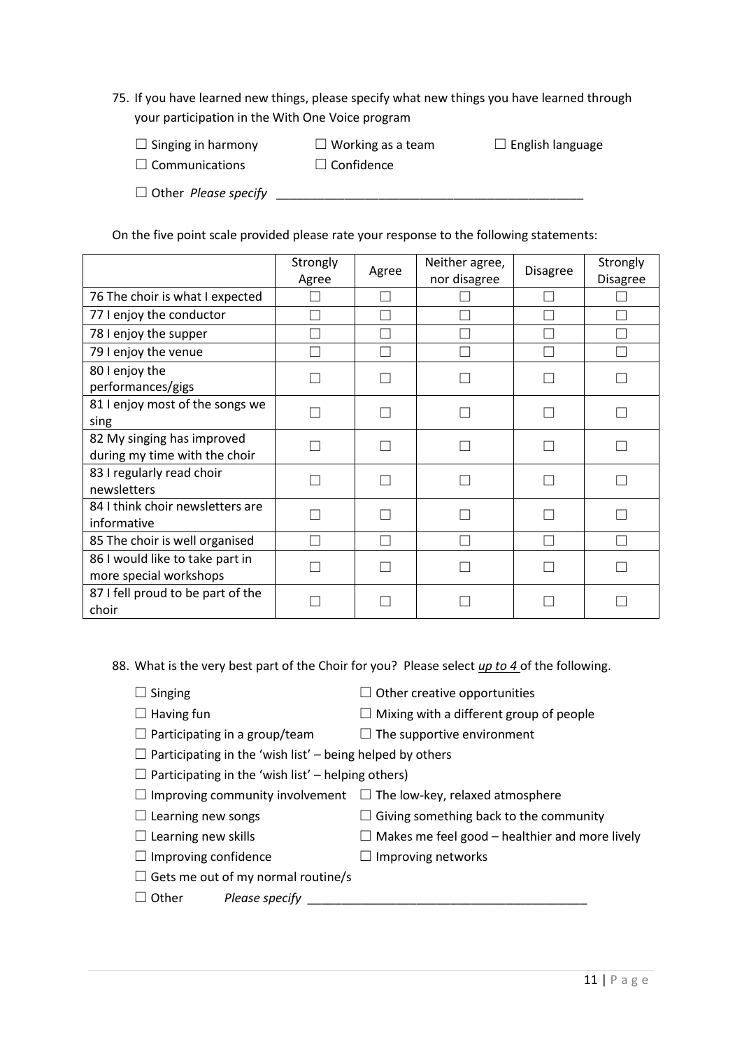75. If you have learned new things, please specify what new things you have learned through your participation in the With One Voice program

☐ Singing in harmony ☐ Working as a team ☐ English language
☐ Communications ☐ Confidence

☐ Other *Please specify* \_\_\_\_\_\_\_\_\_\_\_\_\_\_\_\_\_\_\_\_\_\_\_\_\_\_\_\_\_\_\_\_\_\_\_\_\_\_\_\_\_\_\_\_

On the five point scale provided please rate your response to the following statements:

| | Strongly Agree | Agree | Neither agree, nor disagree | Disagree | Strongly Disagree |
|---|---|---|---|---|---|
| 76 The choir is what I expected | ☐ | ☐ | ☐ | ☐ | ☐ |
| 77 I enjoy the conductor | ☐ | ☐ | ☐ | ☐ | ☐ |
| 78 I enjoy the supper | ☐ | ☐ | ☐ | ☐ | ☐ |
| 79 I enjoy the venue | ☐ | ☐ | ☐ | ☐ | ☐ |
| 80 I enjoy the performances/gigs | ☐ | ☐ | ☐ | ☐ | ☐ |
| 81 I enjoy most of the songs we sing | ☐ | ☐ | ☐ | ☐ | ☐ |
| 82 My singing has improved during my time with the choir | ☐ | ☐ | ☐ | ☐ | ☐ |
| 83 I regularly read choir newsletters | ☐ | ☐ | ☐ | ☐ | ☐ |
| 84 I think choir newsletters are informative | ☐ | ☐ | ☐ | ☐ | ☐ |
| 85 The choir is well organised | ☐ | ☐ | ☐ | ☐ | ☐ |
| 86 I would like to take part in more special workshops | ☐ | ☐ | ☐ | ☐ | ☐ |
| 87 I fell proud to be part of the choir | ☐ | ☐ | ☐ | ☐ | ☐ |

88. What is the very best part of the Choir for you? Please select ***up to 4*** of the following.

☐ Singing ☐ Other creative opportunities
☐ Having fun ☐ Mixing with a different group of people
☐ Participating in a group/team ☐ The supportive environment
☐ Participating in the 'wish list' – being helped by others
☐ Participating in the 'wish list' – helping others)
☐ Improving community involvement ☐ The low-key, relaxed atmosphere
☐ Learning new songs ☐ Giving something back to the community
☐ Learning new skills ☐ Makes me feel good – healthier and more lively
☐ Improving confidence ☐ Improving networks
☐ Gets me out of my normal routine/s
☐ Other *Please specify* \_\_\_\_\_\_\_\_\_\_\_\_\_\_\_\_\_\_\_\_\_\_\_\_\_\_\_\_\_\_\_\_\_\_\_\_\_\_\_\_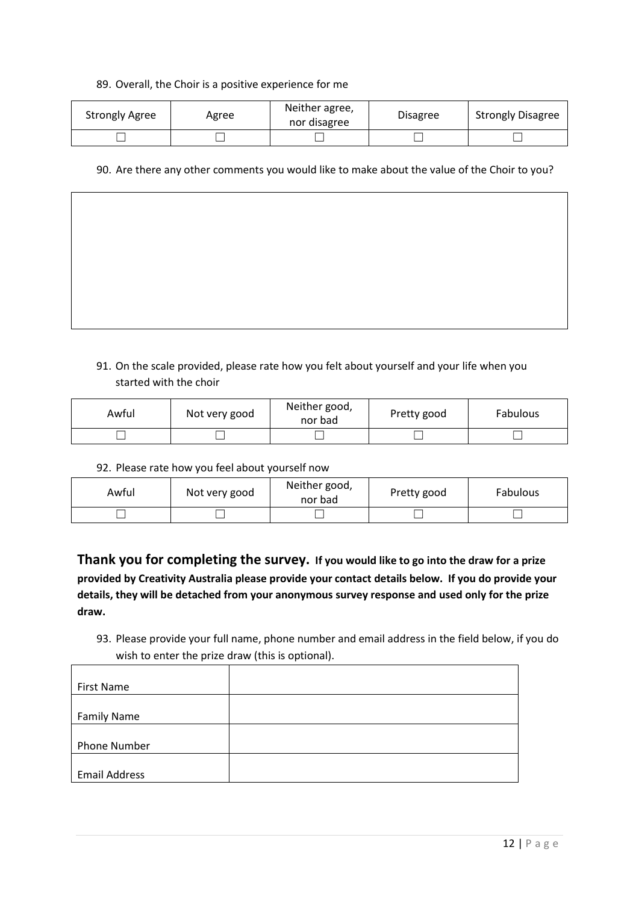89. Overall, the Choir is a positive experience for me

| Strongly Agree | Agree | Neither agree, nor disagree | Disagree | Strongly Disagree |
|---|---|---|---|---|
| ☐ | ☐ | ☐ | ☐ | ☐ |

90. Are there any other comments you would like to make about the value of the Choir to you?

| |
|---|
| |

91. On the scale provided, please rate how you felt about yourself and your life when you started with the choir

| Awful | Not very good | Neither good, nor bad | Pretty good | Fabulous |
|---|---|---|---|---|
| ☐ | ☐ | ☐ | ☐ | ☐ |

92. Please rate how you feel about yourself now

| Awful | Not very good | Neither good, nor bad | Pretty good | Fabulous |
|---|---|---|---|---|
| ☐ | ☐ | ☐ | ☐ | ☐ |

**Thank you for completing the survey. If you would like to go into the draw for a prize provided by Creativity Australia please provide your contact details below. If you do provide your details, they will be detached from your anonymous survey response and used only for the prize draw.**

93. Please provide your full name, phone number and email address in the field below, if you do wish to enter the prize draw (this is optional).

| | |
|---|---|
| First Name | |
| Family Name | |
| Phone Number | |
| Email Address | |